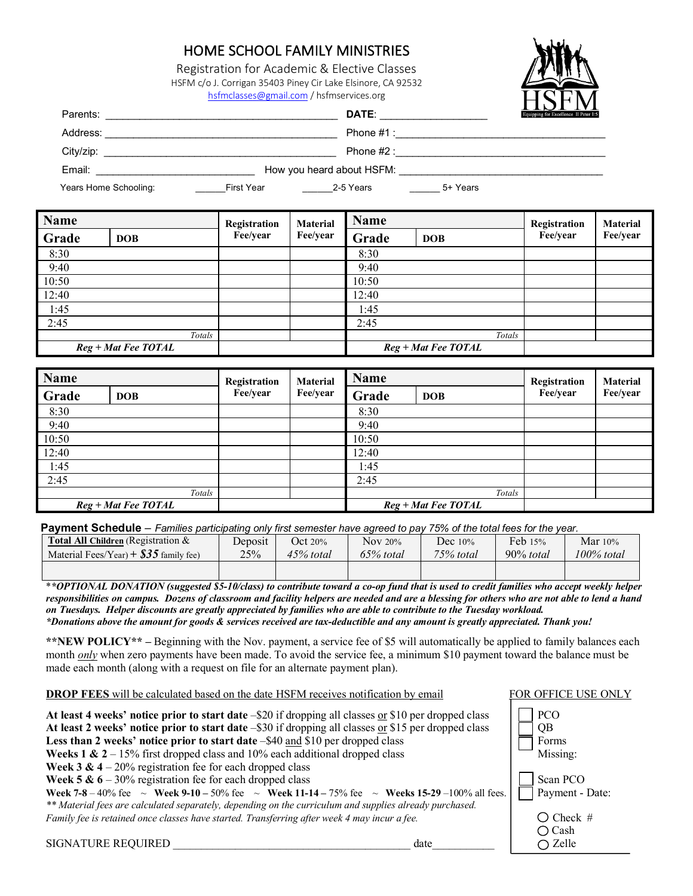# HOME SCHOOL FAMILY MINISTRIES

Registration for Academic & Elective Classes

HSFM c/o J. Corrigan 35403 Piney Cir Lake Elsinore, CA 92532

hsfmclasses@gmail.com / hsfmservices.org

Parents: ________________________________________ **DATE**: __________________

Address: ________________________________________ Phone #1 : ________________________________

City/zip: ________________________________________ Phone #2 : ________________________________

Email: ____________________________ How you heard about HSFM: ________________________________

Years Home Schooling: ______First Year ______2-5 Years ______ 5+ Years

| **Name** | | **Registration Fee/year** | **Material Fee/year** | **Name** | | **Registration Fee/year** | **Material Fee/year** |
|---|---|---|---|---|---|---|---|
| **Grade** | **DOB** | | | **Grade** | **DOB** | | |
| 8:30 | | | | 8:30 | | | |
| 9:40 | | | | 9:40 | | | |
| 10:50 | | | | 10:50 | | | |
| 12:40 | | | | 12:40 | | | |
| 1:45 | | | | 1:45 | | | |
| 2:45 | | | | 2:45 | | | |
| | *Totals* | | | | *Totals* | | |
| ***Reg + Mat Fee TOTAL*** | | | | ***Reg + Mat Fee TOTAL*** | | | |

| **Name** | | **Registration Fee/year** | **Material Fee/year** | **Name** | | **Registration Fee/year** | **Material Fee/year** |
|---|---|---|---|---|---|---|---|
| **Grade** | **DOB** | | | **Grade** | **DOB** | | |
| 8:30 | | | | 8:30 | | | |
| 9:40 | | | | 9:40 | | | |
| 10:50 | | | | 10:50 | | | |
| 12:40 | | | | 12:40 | | | |
| 1:45 | | | | 1:45 | | | |
| 2:45 | | | | 2:45 | | | |
| | *Totals* | | | | *Totals* | | |
| ***Reg + Mat Fee TOTAL*** | | | | ***Reg + Mat Fee TOTAL*** | | | |

**Payment Schedule** – *Families participating only first semester have agreed to pay 75% of the total fees for the year.*

| **Total All Children** (Registration & Material Fees/Year) + ***$35*** family fee) | Deposit 25% | Oct 20% *45% total* | Nov 20% *65% total* | Dec 10% *75% total* | Feb 15% *90% total* | Mar 10% *100% total* |
|---|---|---|---|---|---|---|
| | | | | | | |

***\*\*OPTIONAL DONATION** (suggested $5-10/class) to contribute toward a co-op fund that is used to credit families who accept weekly helper responsibilities on campus. Dozens of classroom and facility helpers are needed and are a blessing for others who are not able to lend a hand on Tuesdays. Helper discounts are greatly appreciated by families who are able to contribute to the Tuesday workload.*

***\*Donations above the amount for goods & services received are tax-deductible and any amount is greatly appreciated. Thank you!***

**\*\*NEW POLICY\*\*** – Beginning with the Nov. payment, a service fee of $5 will automatically be applied to family balances each month *only* when zero payments have been made. To avoid the service fee, a minimum $10 payment toward the balance must be made each month (along with a request on file for an alternate payment plan).

**DROP FEES** will be calculated based on the date HSFM receives notification by email

**At least 4 weeks' notice prior to start date** –$20 if dropping all classes or $10 per dropped class
**At least 2 weeks' notice prior to start date** –$30 if dropping all classes or $15 per dropped class
**Less than 2 weeks' notice prior to start date** –$40 and $10 per dropped class
**Weeks 1 & 2** – 15% first dropped class and 10% each additional dropped class
**Week 3 & 4** – 20% registration fee for each dropped class
**Week 5 & 6** – 30% registration fee for each dropped class
**Week 7-8** – 40% fee ~ **Week 9-10** – 50% fee ~ **Week 11-14** – 75% fee ~ **Weeks 15-29** –100% all fees.
*\*\* Material fees are calculated separately, depending on the curriculum and supplies already purchased.*
*Family fee is retained once classes have started. Transferring after week 4 may incur a fee.*

SIGNATURE REQUIRED ________________________________________ date___________

FOR OFFICE USE ONLY

- ☐ PCO
- ☐ QB
- ☐ Forms Missing:
- ☐ Scan PCO
- ☐ Payment - Date:
- ○ Check #
- ○ Cash
- ○ Zelle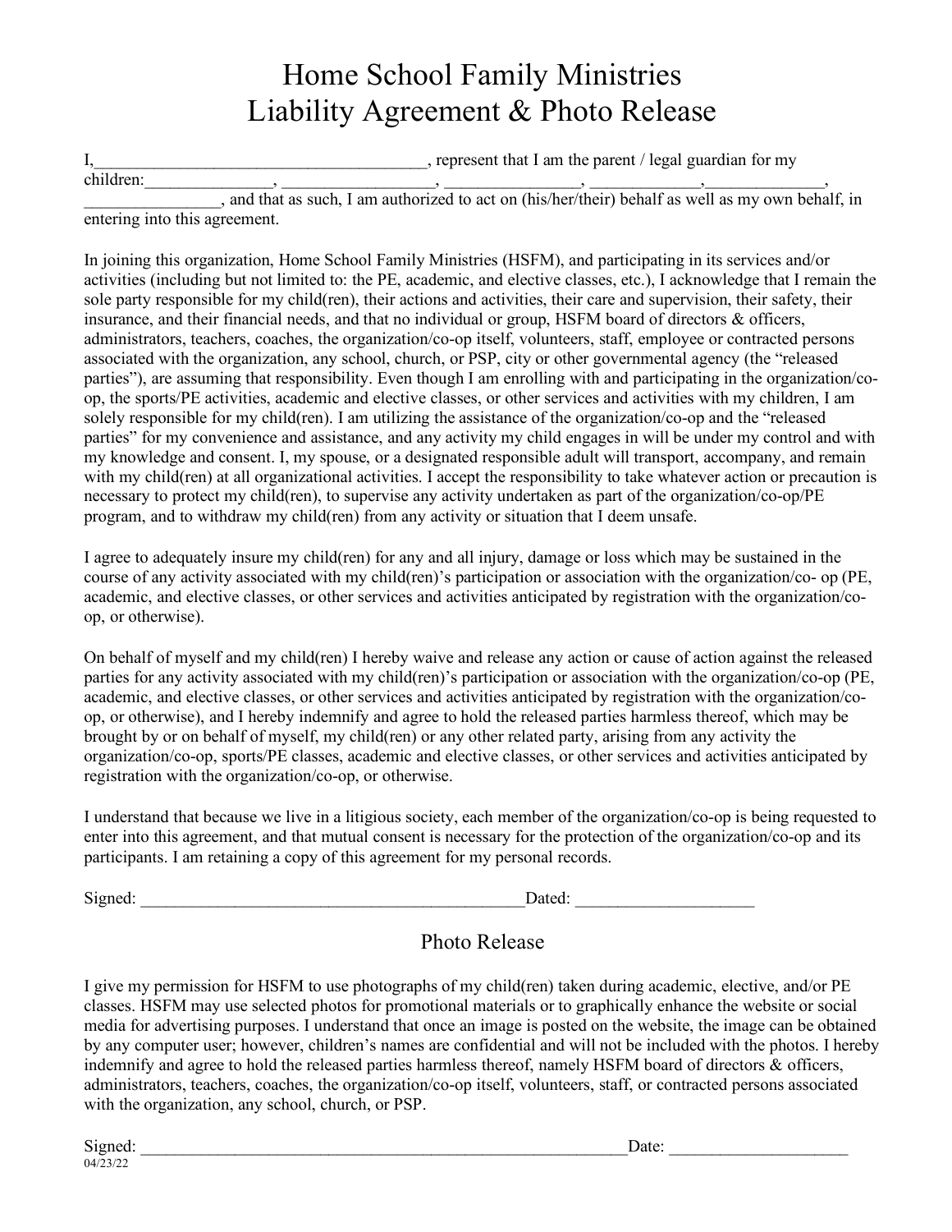# Home School Family Ministries
# Liability Agreement & Photo Release

I,_______________________________________, represent that I am the parent / legal guardian for my children:_______________, _________________, ________________, _____________,______________, ________________, and that as such, I am authorized to act on (his/her/their) behalf as well as my own behalf, in entering into this agreement.

In joining this organization, Home School Family Ministries (HSFM), and participating in its services and/or activities (including but not limited to: the PE, academic, and elective classes, etc.), I acknowledge that I remain the sole party responsible for my child(ren), their actions and activities, their care and supervision, their safety, their insurance, and their financial needs, and that no individual or group, HSFM board of directors & officers, administrators, teachers, coaches, the organization/co-op itself, volunteers, staff, employee or contracted persons associated with the organization, any school, church, or PSP, city or other governmental agency (the "released parties"), are assuming that responsibility. Even though I am enrolling with and participating in the organization/co-op, the sports/PE activities, academic and elective classes, or other services and activities with my children, I am solely responsible for my child(ren). I am utilizing the assistance of the organization/co-op and the "released parties" for my convenience and assistance, and any activity my child engages in will be under my control and with my knowledge and consent. I, my spouse, or a designated responsible adult will transport, accompany, and remain with my child(ren) at all organizational activities. I accept the responsibility to take whatever action or precaution is necessary to protect my child(ren), to supervise any activity undertaken as part of the organization/co-op/PE program, and to withdraw my child(ren) from any activity or situation that I deem unsafe.

I agree to adequately insure my child(ren) for any and all injury, damage or loss which may be sustained in the course of any activity associated with my child(ren)'s participation or association with the organization/co- op (PE, academic, and elective classes, or other services and activities anticipated by registration with the organization/co-op, or otherwise).

On behalf of myself and my child(ren) I hereby waive and release any action or cause of action against the released parties for any activity associated with my child(ren)'s participation or association with the organization/co-op (PE, academic, and elective classes, or other services and activities anticipated by registration with the organization/co-op, or otherwise), and I hereby indemnify and agree to hold the released parties harmless thereof, which may be brought by or on behalf of myself, my child(ren) or any other related party, arising from any activity the organization/co-op, sports/PE classes, academic and elective classes, or other services and activities anticipated by registration with the organization/co-op, or otherwise.

I understand that because we live in a litigious society, each member of the organization/co-op is being requested to enter into this agreement, and that mutual consent is necessary for the protection of the organization/co-op and its participants. I am retaining a copy of this agreement for my personal records.

Signed: _____________________________________________Dated: ____________________

## Photo Release

I give my permission for HSFM to use photographs of my child(ren) taken during academic, elective, and/or PE classes. HSFM may use selected photos for promotional materials or to graphically enhance the website or social media for advertising purposes. I understand that once an image is posted on the website, the image can be obtained by any computer user; however, children's names are confidential and will not be included with the photos. I hereby indemnify and agree to hold the released parties harmless thereof, namely HSFM board of directors & officers, administrators, teachers, coaches, the organization/co-op itself, volunteers, staff, or contracted persons associated with the organization, any school, church, or PSP.

Signed: __________________________________________________________Date: ____________________

04/23/22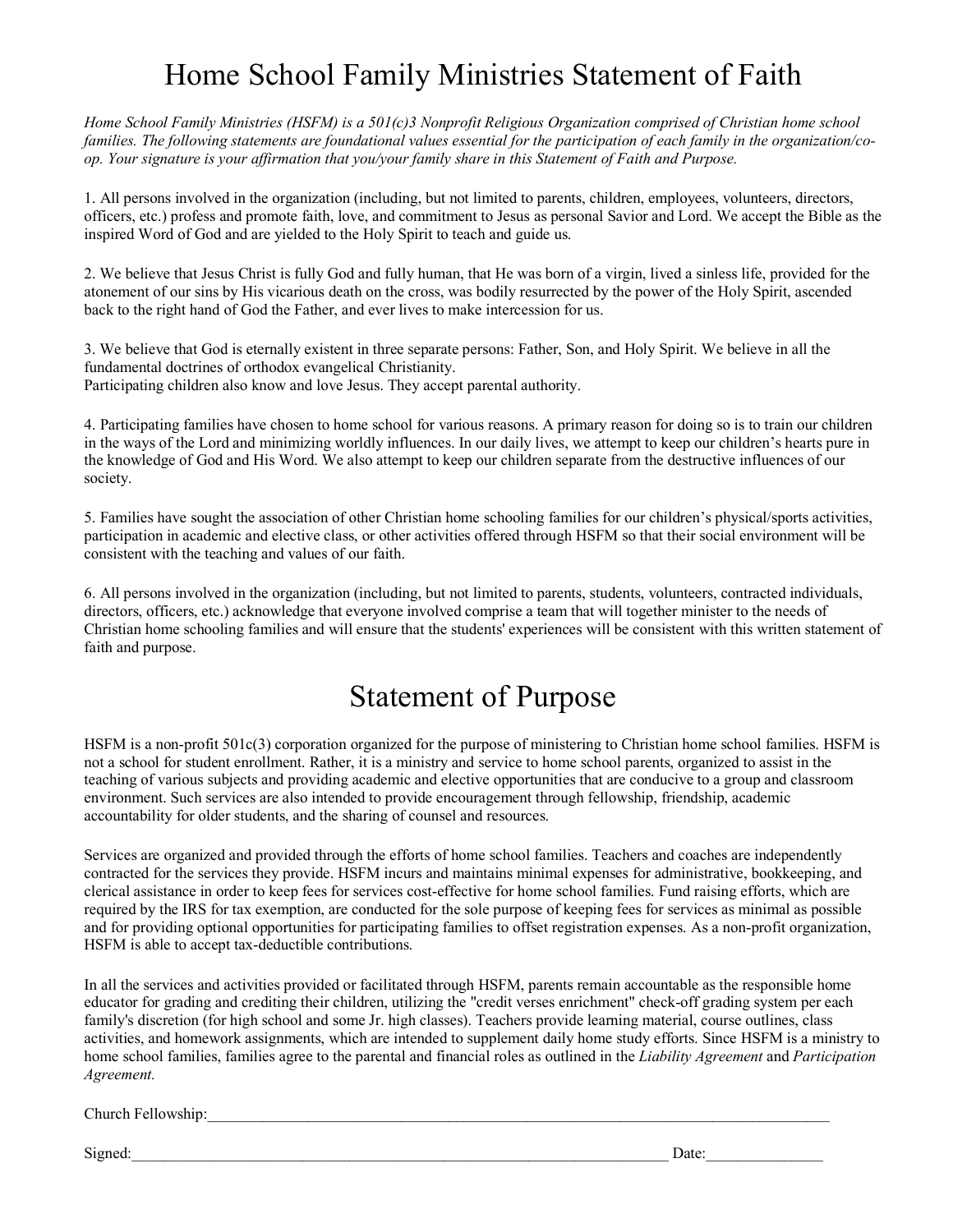# Home School Family Ministries Statement of Faith

*Home School Family Ministries (HSFM) is a 501(c)3 Nonprofit Religious Organization comprised of Christian home school families. The following statements are foundational values essential for the participation of each family in the organization/co-op. Your signature is your affirmation that you/your family share in this Statement of Faith and Purpose.*

1. All persons involved in the organization (including, but not limited to parents, children, employees, volunteers, directors, officers, etc.) profess and promote faith, love, and commitment to Jesus as personal Savior and Lord. We accept the Bible as the inspired Word of God and are yielded to the Holy Spirit to teach and guide us.

2. We believe that Jesus Christ is fully God and fully human, that He was born of a virgin, lived a sinless life, provided for the atonement of our sins by His vicarious death on the cross, was bodily resurrected by the power of the Holy Spirit, ascended back to the right hand of God the Father, and ever lives to make intercession for us.

3. We believe that God is eternally existent in three separate persons: Father, Son, and Holy Spirit. We believe in all the fundamental doctrines of orthodox evangelical Christianity.
Participating children also know and love Jesus. They accept parental authority.

4. Participating families have chosen to home school for various reasons. A primary reason for doing so is to train our children in the ways of the Lord and minimizing worldly influences. In our daily lives, we attempt to keep our children's hearts pure in the knowledge of God and His Word. We also attempt to keep our children separate from the destructive influences of our society.

5. Families have sought the association of other Christian home schooling families for our children's physical/sports activities, participation in academic and elective class, or other activities offered through HSFM so that their social environment will be consistent with the teaching and values of our faith.

6. All persons involved in the organization (including, but not limited to parents, students, volunteers, contracted individuals, directors, officers, etc.) acknowledge that everyone involved comprise a team that will together minister to the needs of Christian home schooling families and will ensure that the students' experiences will be consistent with this written statement of faith and purpose.

# Statement of Purpose

HSFM is a non-profit 501c(3) corporation organized for the purpose of ministering to Christian home school families. HSFM is not a school for student enrollment. Rather, it is a ministry and service to home school parents, organized to assist in the teaching of various subjects and providing academic and elective opportunities that are conducive to a group and classroom environment. Such services are also intended to provide encouragement through fellowship, friendship, academic accountability for older students, and the sharing of counsel and resources.

Services are organized and provided through the efforts of home school families. Teachers and coaches are independently contracted for the services they provide. HSFM incurs and maintains minimal expenses for administrative, bookkeeping, and clerical assistance in order to keep fees for services cost-effective for home school families. Fund raising efforts, which are required by the IRS for tax exemption, are conducted for the sole purpose of keeping fees for services as minimal as possible and for providing optional opportunities for participating families to offset registration expenses. As a non-profit organization, HSFM is able to accept tax-deductible contributions.

In all the services and activities provided or facilitated through HSFM, parents remain accountable as the responsible home educator for grading and crediting their children, utilizing the "credit verses enrichment" check-off grading system per each family's discretion (for high school and some Jr. high classes). Teachers provide learning material, course outlines, class activities, and homework assignments, which are intended to supplement daily home study efforts. Since HSFM is a ministry to home school families, families agree to the parental and financial roles as outlined in the *Liability Agreement* and *Participation Agreement.*

Church Fellowship:_______________________________________________________________________________

Signed:___________________________________________________________________________ Date:_______________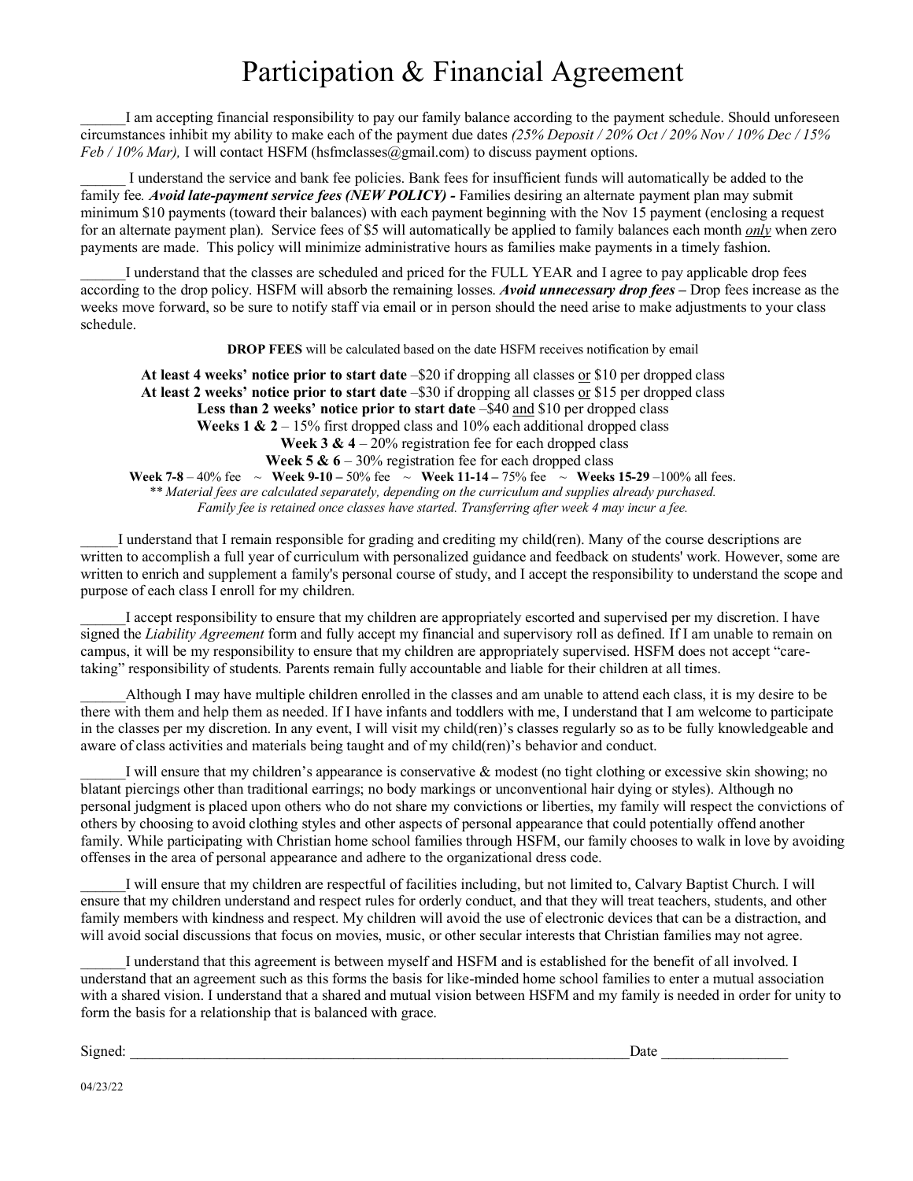# Participation & Financial Agreement

______I am accepting financial responsibility to pay our family balance according to the payment schedule. Should unforeseen circumstances inhibit my ability to make each of the payment due dates *(25% Deposit / 20% Oct / 20% Nov / 10% Dec / 15% Feb / 10% Mar),* I will contact HSFM (hsfmclasses@gmail.com) to discuss payment options.

______ I understand the service and bank fee policies. Bank fees for insufficient funds will automatically be added to the family fee. ***Avoid late-payment service fees (NEW POLICY) -*** Families desiring an alternate payment plan may submit minimum $10 payments (toward their balances) with each payment beginning with the Nov 15 payment (enclosing a request for an alternate payment plan). Service fees of $5 will automatically be applied to family balances each month ***only*** when zero payments are made. This policy will minimize administrative hours as families make payments in a timely fashion.

______I understand that the classes are scheduled and priced for the FULL YEAR and I agree to pay applicable drop fees according to the drop policy. HSFM will absorb the remaining losses. ***Avoid unnecessary drop fees –*** Drop fees increase as the weeks move forward, so be sure to notify staff via email or in person should the need arise to make adjustments to your class schedule.

**DROP FEES** will be calculated based on the date HSFM receives notification by email

**At least 4 weeks' notice prior to start date** –$20 if dropping all classes or $10 per dropped class
**At least 2 weeks' notice prior to start date** –$30 if dropping all classes or $15 per dropped class
**Less than 2 weeks' notice prior to start date** –$40 and $10 per dropped class
**Weeks 1 & 2** – 15% first dropped class and 10% each additional dropped class
**Week 3 & 4** – 20% registration fee for each dropped class
**Week 5 & 6** – 30% registration fee for each dropped class
**Week 7-8** – 40% fee ~ **Week 9-10 –** 50% fee ~ **Week 11-14 –** 75% fee ~ **Weeks 15-29** –100% all fees.
*\*\* Material fees are calculated separately, depending on the curriculum and supplies already purchased.*
*Family fee is retained once classes have started. Transferring after week 4 may incur a fee.*

_____I understand that I remain responsible for grading and crediting my child(ren). Many of the course descriptions are written to accomplish a full year of curriculum with personalized guidance and feedback on students' work. However, some are written to enrich and supplement a family's personal course of study, and I accept the responsibility to understand the scope and purpose of each class I enroll for my children.

______I accept responsibility to ensure that my children are appropriately escorted and supervised per my discretion. I have signed the *Liability Agreement* form and fully accept my financial and supervisory roll as defined. If I am unable to remain on campus, it will be my responsibility to ensure that my children are appropriately supervised. HSFM does not accept "care-taking" responsibility of students. Parents remain fully accountable and liable for their children at all times.

______Although I may have multiple children enrolled in the classes and am unable to attend each class, it is my desire to be there with them and help them as needed. If I have infants and toddlers with me, I understand that I am welcome to participate in the classes per my discretion. In any event, I will visit my child(ren)'s classes regularly so as to be fully knowledgeable and aware of class activities and materials being taught and of my child(ren)'s behavior and conduct.

______I will ensure that my children's appearance is conservative & modest (no tight clothing or excessive skin showing; no blatant piercings other than traditional earrings; no body markings or unconventional hair dying or styles). Although no personal judgment is placed upon others who do not share my convictions or liberties, my family will respect the convictions of others by choosing to avoid clothing styles and other aspects of personal appearance that could potentially offend another family. While participating with Christian home school families through HSFM, our family chooses to walk in love by avoiding offenses in the area of personal appearance and adhere to the organizational dress code.

______I will ensure that my children are respectful of facilities including, but not limited to, Calvary Baptist Church. I will ensure that my children understand and respect rules for orderly conduct, and that they will treat teachers, students, and other family members with kindness and respect. My children will avoid the use of electronic devices that can be a distraction, and will avoid social discussions that focus on movies, music, or other secular interests that Christian families may not agree.

______I understand that this agreement is between myself and HSFM and is established for the benefit of all involved. I understand that an agreement such as this forms the basis for like-minded home school families to enter a mutual association with a shared vision. I understand that a shared and mutual vision between HSFM and my family is needed in order for unity to form the basis for a relationship that is balanced with grace.

Signed: ____________________________________________________________________ Date _________________

04/23/22